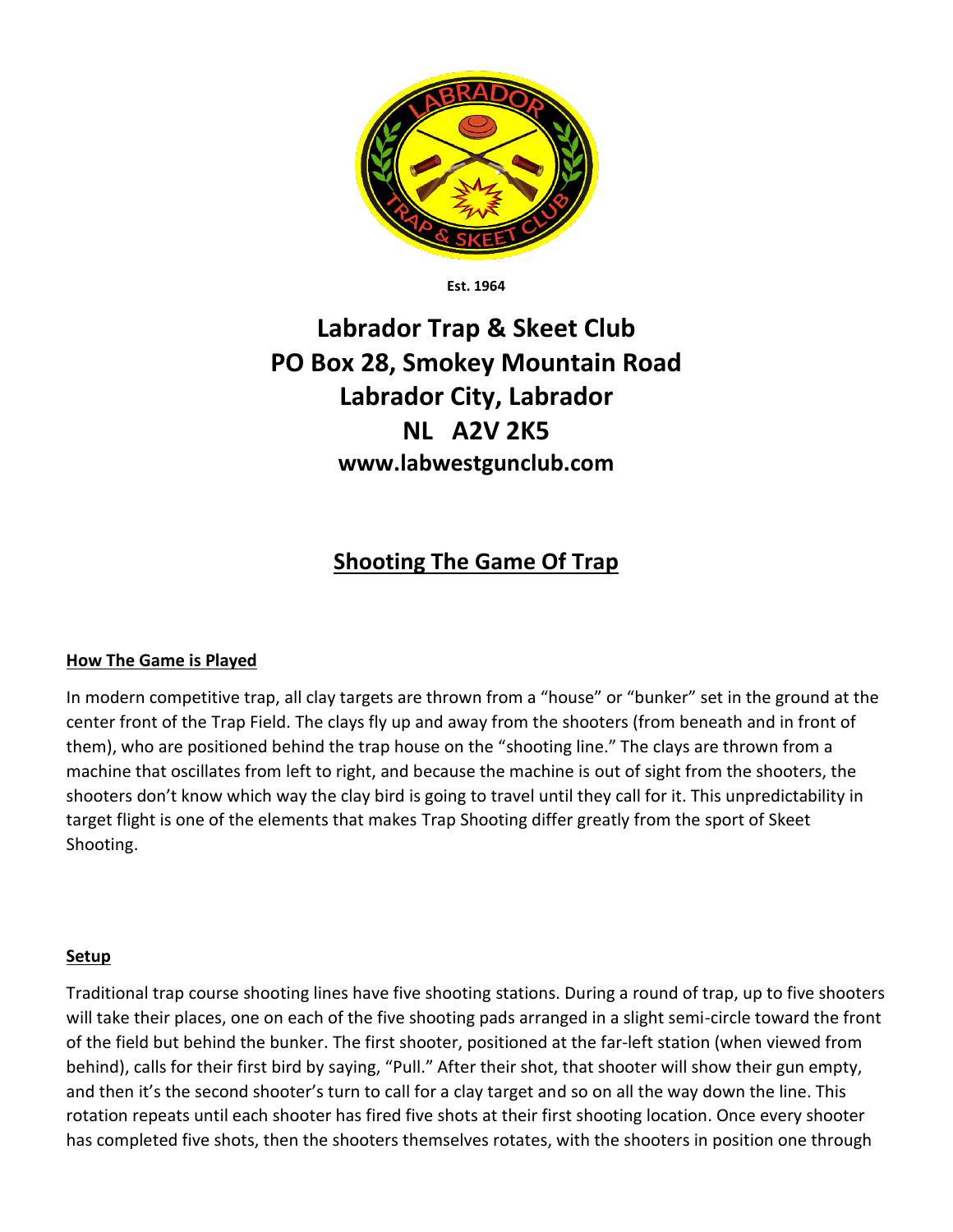Est. 1964

# Labrador Trap & Skeet Club
# PO Box 28, Smokey Mountain Road
# Labrador City, Labrador
# NL A2V 2K5
# www.labwestgunclub.com

## Shooting The Game Of Trap

### How The Game is Played

In modern competitive trap, all clay targets are thrown from a "house" or "bunker" set in the ground at the center front of the Trap Field. The clays fly up and away from the shooters (from beneath and in front of them), who are positioned behind the trap house on the "shooting line." The clays are thrown from a machine that oscillates from left to right, and because the machine is out of sight from the shooters, the shooters don't know which way the clay bird is going to travel until they call for it. This unpredictability in target flight is one of the elements that makes Trap Shooting differ greatly from the sport of Skeet Shooting.

### Setup

Traditional trap course shooting lines have five shooting stations. During a round of trap, up to five shooters will take their places, one on each of the five shooting pads arranged in a slight semi-circle toward the front of the field but behind the bunker. The first shooter, positioned at the far-left station (when viewed from behind), calls for their first bird by saying, "Pull." After their shot, that shooter will show their gun empty, and then it's the second shooter's turn to call for a clay target and so on all the way down the line. This rotation repeats until each shooter has fired five shots at their first shooting location. Once every shooter has completed five shots, then the shooters themselves rotates, with the shooters in position one through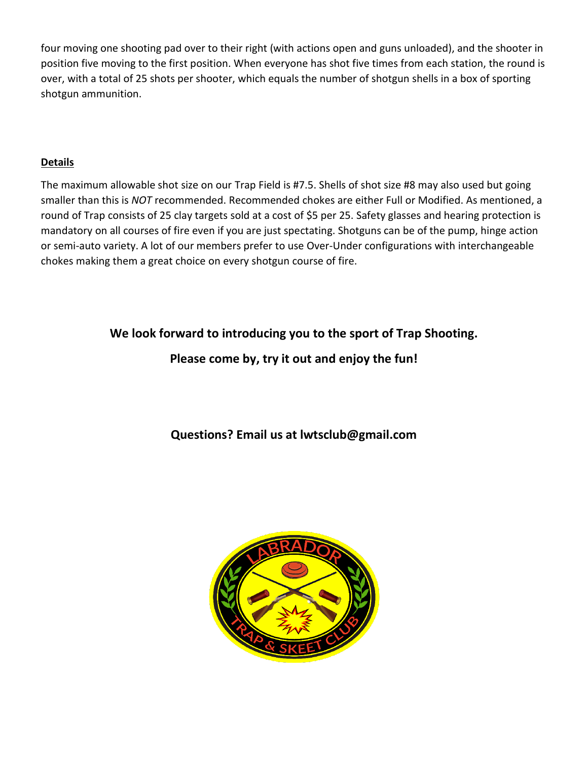four moving one shooting pad over to their right (with actions open and guns unloaded), and the shooter in position five moving to the first position. When everyone has shot five times from each station, the round is over, with a total of 25 shots per shooter, which equals the number of shotgun shells in a box of sporting shotgun ammunition.

**Details**

The maximum allowable shot size on our Trap Field is #7.5. Shells of shot size #8 may also used but going smaller than this is *NOT* recommended. Recommended chokes are either Full or Modified. As mentioned, a round of Trap consists of 25 clay targets sold at a cost of $5 per 25. Safety glasses and hearing protection is mandatory on all courses of fire even if you are just spectating. Shotguns can be of the pump, hinge action or semi-auto variety. A lot of our members prefer to use Over-Under configurations with interchangeable chokes making them a great choice on every shotgun course of fire.

**We look forward to introducing you to the sport of Trap Shooting.**

**Please come by, try it out and enjoy the fun!**

**Questions? Email us at lwtsclub@gmail.com**